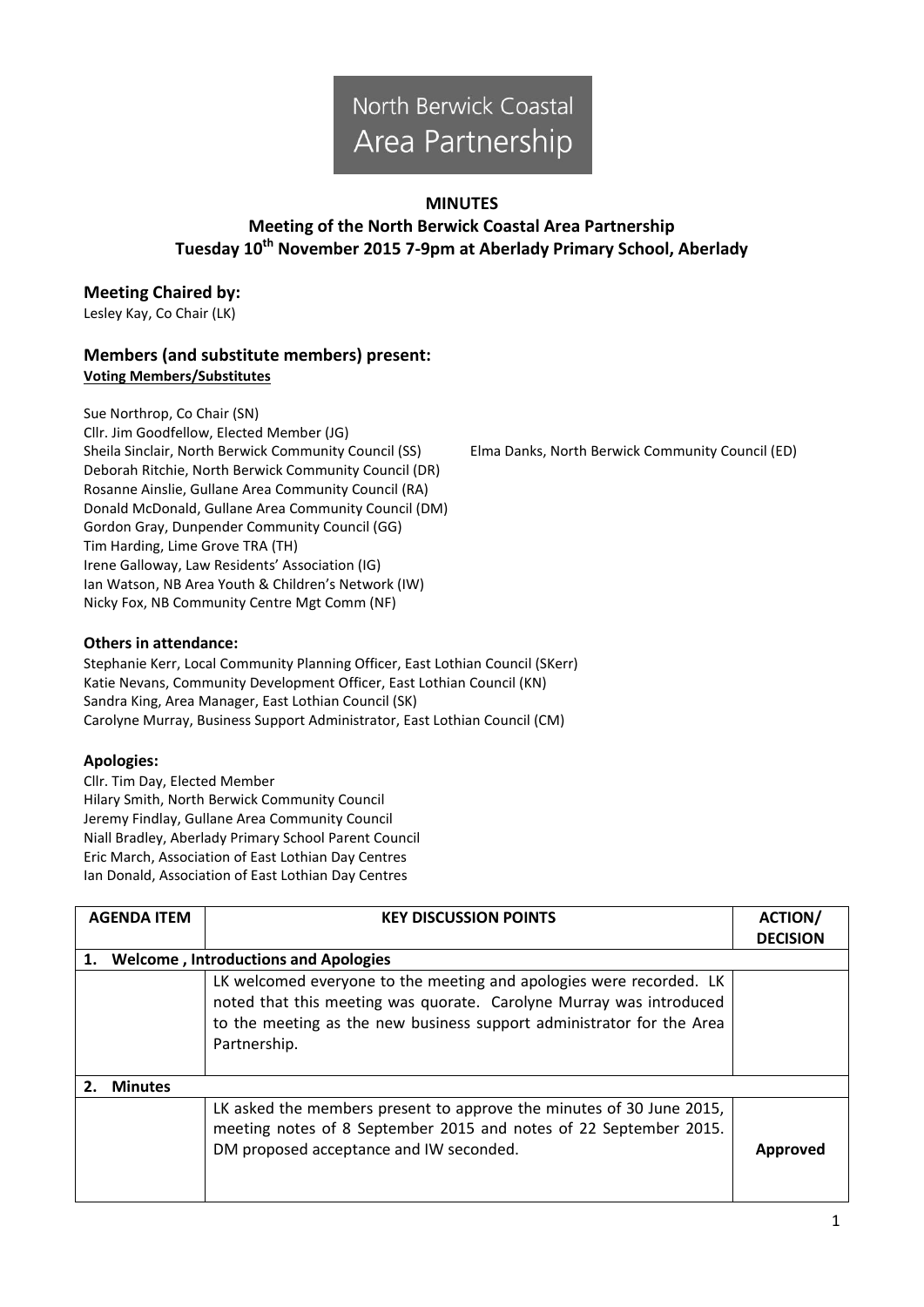North Berwick Coastal Area Partnership

**MINUTES**

**Meeting of the North Berwick Coastal Area Partnership**
**Tuesday 10th November 2015 7-9pm at Aberlady Primary School, Aberlady**

## Meeting Chaired by:

Lesley Kay, Co Chair (LK)

## Members (and substitute members) present:

**Voting Members/Substitutes**

Sue Northrop, Co Chair (SN)
Cllr. Jim Goodfellow, Elected Member (JG)
Sheila Sinclair, North Berwick Community Council (SS)
Elma Danks, North Berwick Community Council (ED)
Deborah Ritchie, North Berwick Community Council (DR)
Rosanne Ainslie, Gullane Area Community Council (RA)
Donald McDonald, Gullane Area Community Council (DM)
Gordon Gray, Dunpender Community Council (GG)
Tim Harding, Lime Grove TRA (TH)
Irene Galloway, Law Residents' Association (IG)
Ian Watson, NB Area Youth & Children's Network (IW)
Nicky Fox, NB Community Centre Mgt Comm (NF)

**Others in attendance:**

Stephanie Kerr, Local Community Planning Officer, East Lothian Council (SKerr)
Katie Nevans, Community Development Officer, East Lothian Council (KN)
Sandra King, Area Manager, East Lothian Council (SK)
Carolyne Murray, Business Support Administrator, East Lothian Council (CM)

**Apologies:**

Cllr. Tim Day, Elected Member
Hilary Smith, North Berwick Community Council
Jeremy Findlay, Gullane Area Community Council
Niall Bradley, Aberlady Primary School Parent Council
Eric March, Association of East Lothian Day Centres
Ian Donald, Association of East Lothian Day Centres

| AGENDA ITEM | KEY DISCUSSION POINTS | ACTION/ DECISION |
|---|---|---|
| **1. Welcome , Introductions and Apologies** | | |
| | LK welcomed everyone to the meeting and apologies were recorded. LK noted that this meeting was quorate. Carolyne Murray was introduced to the meeting as the new business support administrator for the Area Partnership. | |
| **2. Minutes** | | |
| | LK asked the members present to approve the minutes of 30 June 2015, meeting notes of 8 September 2015 and notes of 22 September 2015. DM proposed acceptance and IW seconded. | **Approved** |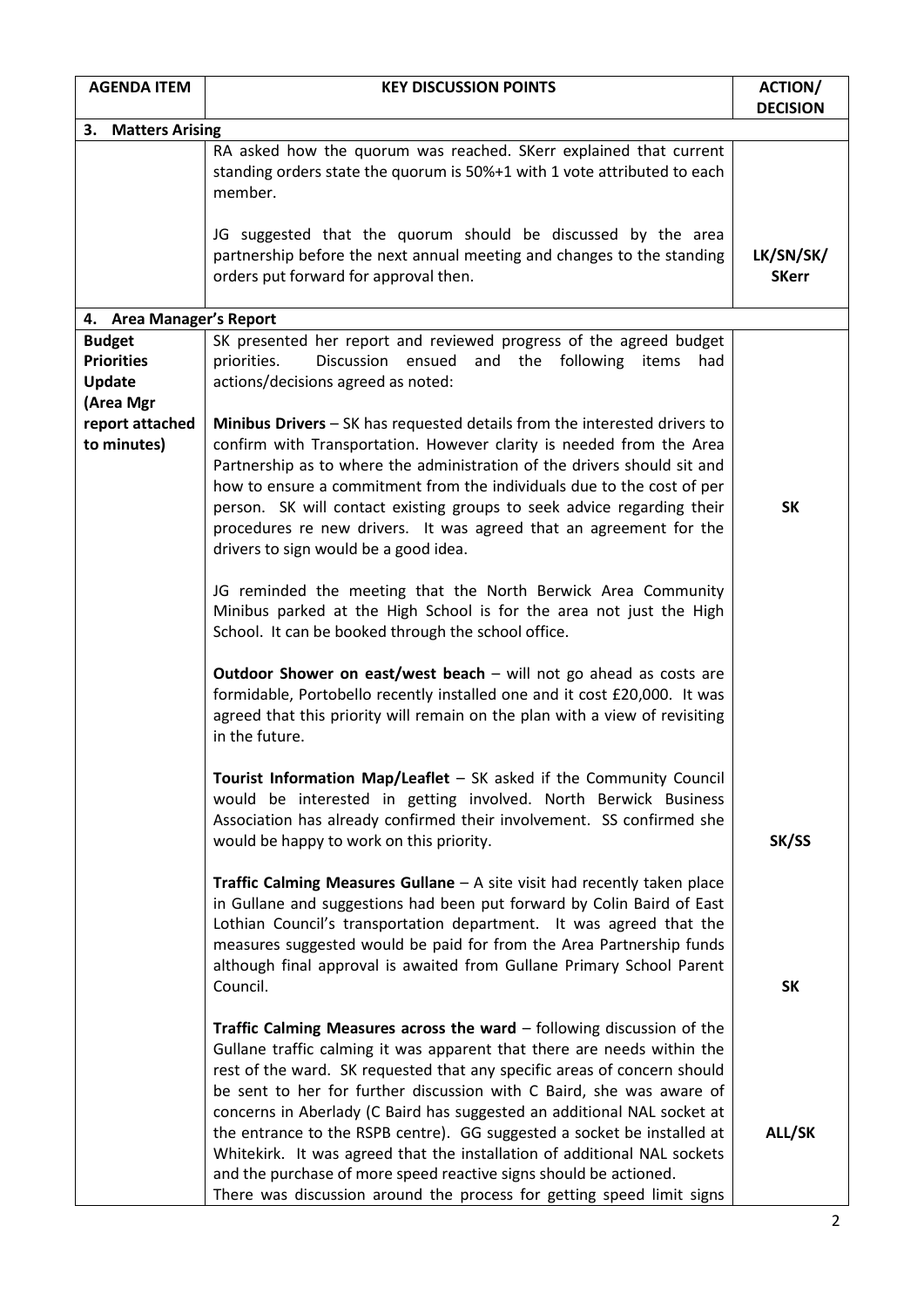| AGENDA ITEM | KEY DISCUSSION POINTS | ACTION/ DECISION |
|---|---|---|
| **3. Matters Arising** | | |
| | RA asked how the quorum was reached. SKerr explained that current standing orders state the quorum is 50%+1 with 1 vote attributed to each member.<br><br>JG suggested that the quorum should be discussed by the area partnership before the next annual meeting and changes to the standing orders put forward for approval then. | **LK/SN/SK/ SKerr** |
| **4. Area Manager's Report** | | |
| **Budget Priorities Update (Area Mgr report attached to minutes)** | SK presented her report and reviewed progress of the agreed budget priorities. Discussion ensued and the following items had actions/decisions agreed as noted:<br><br>**Minibus Drivers** – SK has requested details from the interested drivers to confirm with Transportation. However clarity is needed from the Area Partnership as to where the administration of the drivers should sit and how to ensure a commitment from the individuals due to the cost of per person. SK will contact existing groups to seek advice regarding their procedures re new drivers. It was agreed that an agreement for the drivers to sign would be a good idea.<br><br>JG reminded the meeting that the North Berwick Area Community Minibus parked at the High School is for the area not just the High School. It can be booked through the school office.<br><br>**Outdoor Shower on east/west beach** – will not go ahead as costs are formidable, Portobello recently installed one and it cost £20,000. It was agreed that this priority will remain on the plan with a view of revisiting in the future.<br><br>**Tourist Information Map/Leaflet** – SK asked if the Community Council would be interested in getting involved. North Berwick Business Association has already confirmed their involvement. SS confirmed she would be happy to work on this priority.<br><br>**Traffic Calming Measures Gullane** – A site visit had recently taken place in Gullane and suggestions had been put forward by Colin Baird of East Lothian Council's transportation department. It was agreed that the measures suggested would be paid for from the Area Partnership funds although final approval is awaited from Gullane Primary School Parent Council.<br><br>**Traffic Calming Measures across the ward** – following discussion of the Gullane traffic calming it was apparent that there are needs within the rest of the ward. SK requested that any specific areas of concern should be sent to her for further discussion with C Baird, she was aware of concerns in Aberlady (C Baird has suggested an additional NAL socket at the entrance to the RSPB centre). GG suggested a socket be installed at Whitekirk. It was agreed that the installation of additional NAL sockets and the purchase of more speed reactive signs should be actioned.<br>There was discussion around the process for getting speed limit signs | **SK**<br><br><br><br>**SK/SS**<br><br><br>**SK**<br><br><br>**ALL/SK** |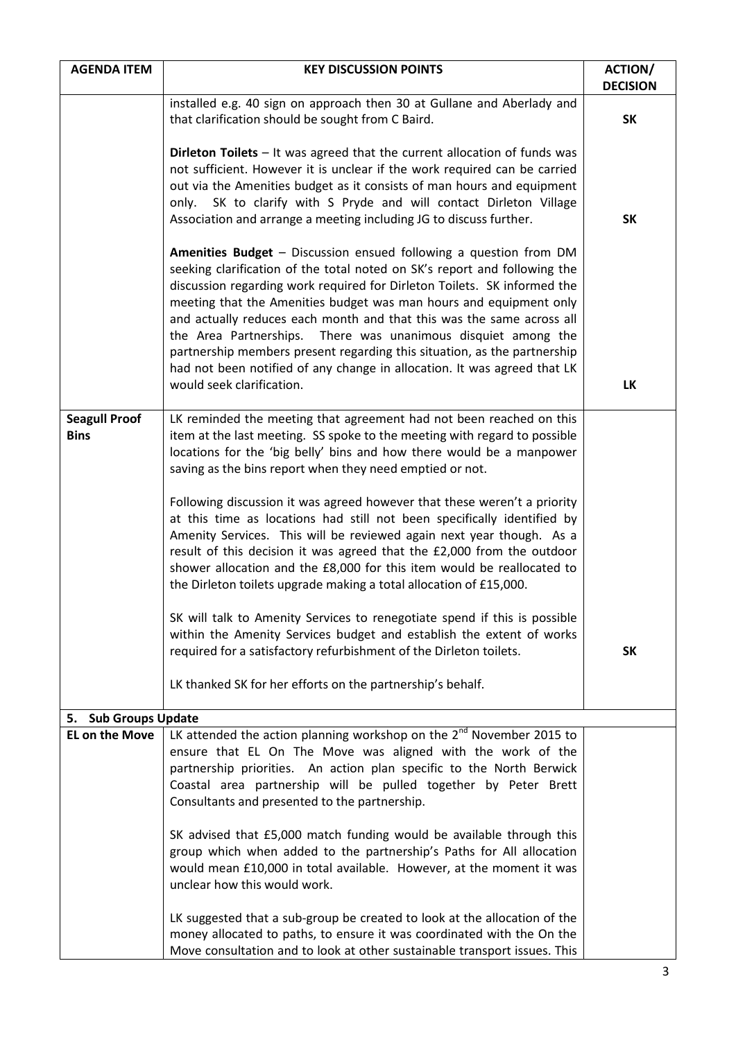| AGENDA ITEM | KEY DISCUSSION POINTS | ACTION/ DECISION |
|---|---|---|
| | installed e.g. 40 sign on approach then 30 at Gullane and Aberlady and that clarification should be sought from C Baird. | **SK** |
| | **Dirleton Toilets** – It was agreed that the current allocation of funds was not sufficient. However it is unclear if the work required can be carried out via the Amenities budget as it consists of man hours and equipment only. SK to clarify with S Pryde and will contact Dirleton Village Association and arrange a meeting including JG to discuss further. | **SK** |
| | **Amenities Budget** – Discussion ensued following a question from DM seeking clarification of the total noted on SK's report and following the discussion regarding work required for Dirleton Toilets. SK informed the meeting that the Amenities budget was man hours and equipment only and actually reduces each month and that this was the same across all the Area Partnerships. There was unanimous disquiet among the partnership members present regarding this situation, as the partnership had not been notified of any change in allocation. It was agreed that LK would seek clarification. | **LK** |
| **Seagull Proof Bins** | LK reminded the meeting that agreement had not been reached on this item at the last meeting. SS spoke to the meeting with regard to possible locations for the 'big belly' bins and how there would be a manpower saving as the bins report when they need emptied or not.<br><br>Following discussion it was agreed however that these weren't a priority at this time as locations had still not been specifically identified by Amenity Services. This will be reviewed again next year though. As a result of this decision it was agreed that the £2,000 from the outdoor shower allocation and the £8,000 for this item would be reallocated to the Dirleton toilets upgrade making a total allocation of £15,000.<br><br>SK will talk to Amenity Services to renegotiate spend if this is possible within the Amenity Services budget and establish the extent of works required for a satisfactory refurbishment of the Dirleton toilets.<br><br>LK thanked SK for her efforts on the partnership's behalf. | **SK** |
| **5. Sub Groups Update** | | |
| **EL on the Move** | LK attended the action planning workshop on the 2nd November 2015 to ensure that EL On The Move was aligned with the work of the partnership priorities. An action plan specific to the North Berwick Coastal area partnership will be pulled together by Peter Brett Consultants and presented to the partnership.<br><br>SK advised that £5,000 match funding would be available through this group which when added to the partnership's Paths for All allocation would mean £10,000 in total available. However, at the moment it was unclear how this would work.<br><br>LK suggested that a sub-group be created to look at the allocation of the money allocated to paths, to ensure it was coordinated with the On the Move consultation and to look at other sustainable transport issues. This | |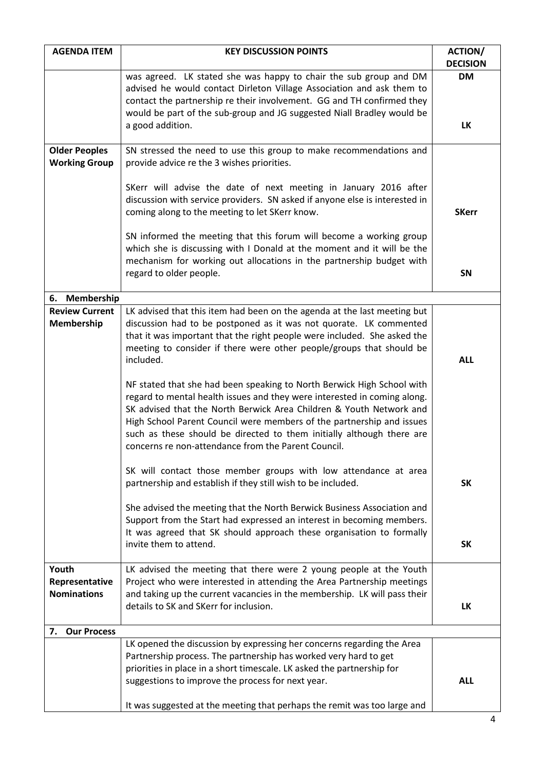| AGENDA ITEM | KEY DISCUSSION POINTS | ACTION/ DECISION |
|---|---|---|
| | was agreed. LK stated she was happy to chair the sub group and DM advised he would contact Dirleton Village Association and ask them to contact the partnership re their involvement. GG and TH confirmed they would be part of the sub-group and JG suggested Niall Bradley would be a good addition. | **DM**<br><br>**LK** |
| **Older Peoples Working Group** | SN stressed the need to use this group to make recommendations and provide advice re the 3 wishes priorities.<br><br>SKerr will advise the date of next meeting in January 2016 after discussion with service providers. SN asked if anyone else is interested in coming along to the meeting to let SKerr know.<br><br>SN informed the meeting that this forum will become a working group which she is discussing with I Donald at the moment and it will be the mechanism for working out allocations in the partnership budget with regard to older people. | <br><br>**SKerr**<br><br>**SN** |
| **6. Membership** | | |
| **Review Current Membership** | LK advised that this item had been on the agenda at the last meeting but discussion had to be postponed as it was not quorate. LK commented that it was important that the right people were included. She asked the meeting to consider if there were other people/groups that should be included.<br><br>NF stated that she had been speaking to North Berwick High School with regard to mental health issues and they were interested in coming along. SK advised that the North Berwick Area Children & Youth Network and High School Parent Council were members of the partnership and issues such as these should be directed to them initially although there are concerns re non-attendance from the Parent Council.<br><br>SK will contact those member groups with low attendance at area partnership and establish if they still wish to be included.<br><br>She advised the meeting that the North Berwick Business Association and Support from the Start had expressed an interest in becoming members. It was agreed that SK should approach these organisation to formally invite them to attend. | **ALL**<br><br>**SK**<br><br>**SK** |
| **Youth Representative Nominations** | LK advised the meeting that there were 2 young people at the Youth Project who were interested in attending the Area Partnership meetings and taking up the current vacancies in the membership. LK will pass their details to SK and SKerr for inclusion. | **LK** |
| **7. Our Process** | | |
| | LK opened the discussion by expressing her concerns regarding the Area Partnership process. The partnership has worked very hard to get priorities in place in a short timescale. LK asked the partnership for suggestions to improve the process for next year.<br><br>It was suggested at the meeting that perhaps the remit was too large and | **ALL** |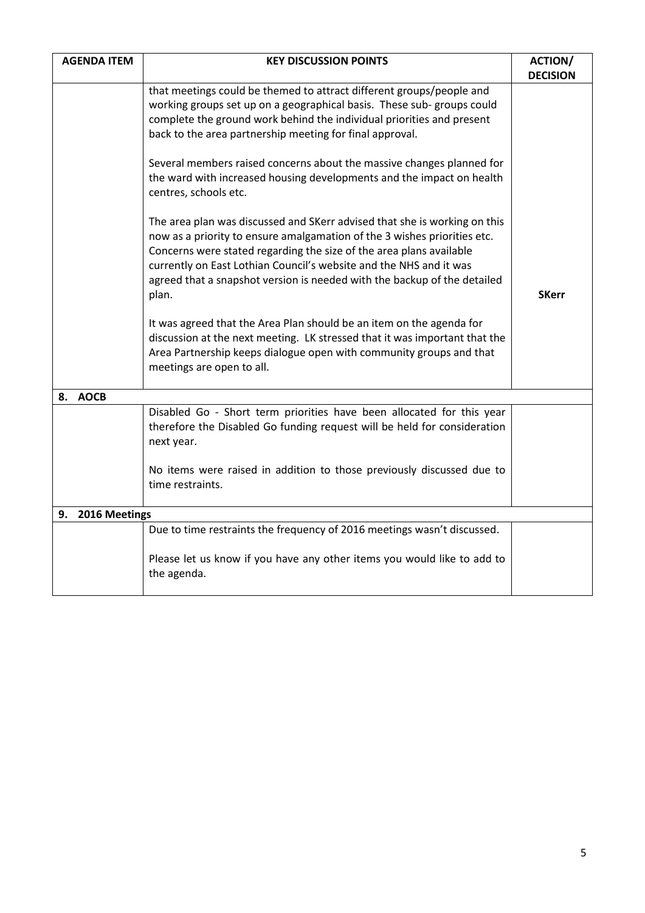| AGENDA ITEM | KEY DISCUSSION POINTS | ACTION/ DECISION |
|---|---|---|
| | that meetings could be themed to attract different groups/people and working groups set up on a geographical basis. These sub- groups could complete the ground work behind the individual priorities and present back to the area partnership meeting for final approval.<br><br>Several members raised concerns about the massive changes planned for the ward with increased housing developments and the impact on health centres, schools etc.<br><br>The area plan was discussed and SKerr advised that she is working on this now as a priority to ensure amalgamation of the 3 wishes priorities etc. Concerns were stated regarding the size of the area plans available currently on East Lothian Council's website and the NHS and it was agreed that a snapshot version is needed with the backup of the detailed plan.<br><br>It was agreed that the Area Plan should be an item on the agenda for discussion at the next meeting. LK stressed that it was important that the Area Partnership keeps dialogue open with community groups and that meetings are open to all. | **SKerr** |
| **8. AOCB** | | |
| | Disabled Go - Short term priorities have been allocated for this year therefore the Disabled Go funding request will be held for consideration next year.<br><br>No items were raised in addition to those previously discussed due to time restraints. | |
| **9. 2016 Meetings** | | |
| | Due to time restraints the frequency of 2016 meetings wasn't discussed.<br><br>Please let us know if you have any other items you would like to add to the agenda. | |